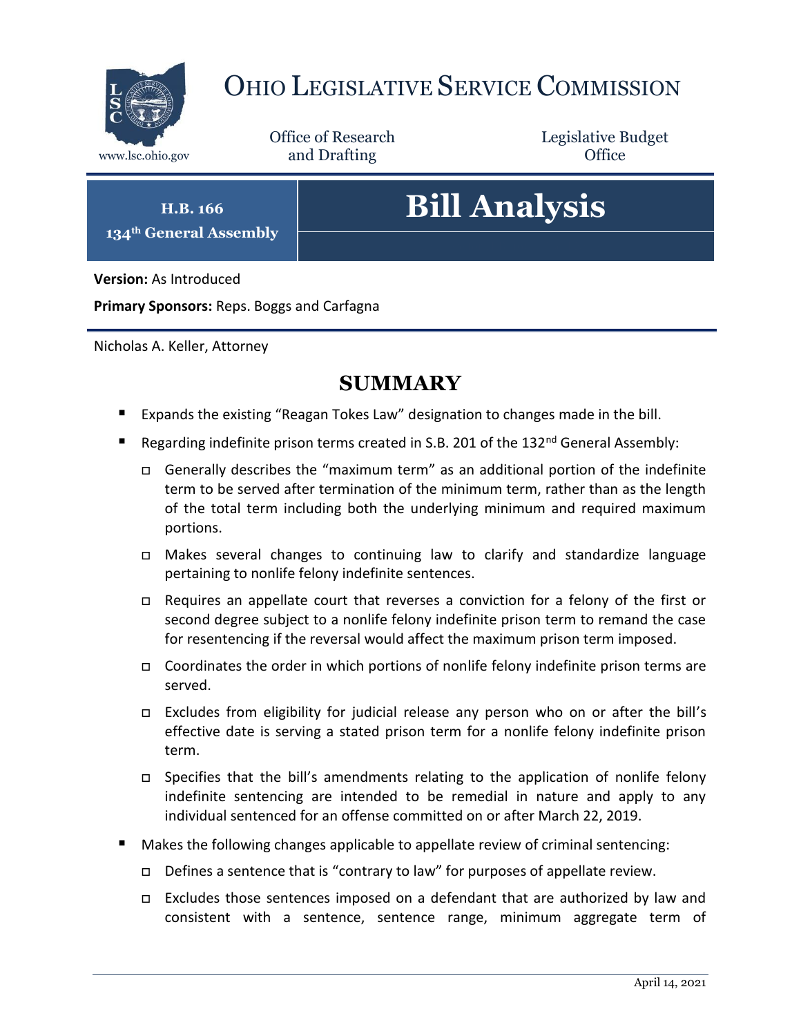# Ohio Legislative Service Commission

www.lsc.ohio.gov

Office of Research and Drafting

Legislative Budget Office

**H.B. 166**
**134th General Assembly**

# Bill Analysis

**Version:** As Introduced

**Primary Sponsors:** Reps. Boggs and Carfagna

Nicholas A. Keller, Attorney

## SUMMARY

- Expands the existing "Reagan Tokes Law" designation to changes made in the bill.
- Regarding indefinite prison terms created in S.B. 201 of the 132nd General Assembly:
  - Generally describes the "maximum term" as an additional portion of the indefinite term to be served after termination of the minimum term, rather than as the length of the total term including both the underlying minimum and required maximum portions.
  - Makes several changes to continuing law to clarify and standardize language pertaining to nonlife felony indefinite sentences.
  - Requires an appellate court that reverses a conviction for a felony of the first or second degree subject to a nonlife felony indefinite prison term to remand the case for resentencing if the reversal would affect the maximum prison term imposed.
  - Coordinates the order in which portions of nonlife felony indefinite prison terms are served.
  - Excludes from eligibility for judicial release any person who on or after the bill's effective date is serving a stated prison term for a nonlife felony indefinite prison term.
  - Specifies that the bill's amendments relating to the application of nonlife felony indefinite sentencing are intended to be remedial in nature and apply to any individual sentenced for an offense committed on or after March 22, 2019.
- Makes the following changes applicable to appellate review of criminal sentencing:
  - Defines a sentence that is "contrary to law" for purposes of appellate review.
  - Excludes those sentences imposed on a defendant that are authorized by law and consistent with a sentence, sentence range, minimum aggregate term of

April 14, 2021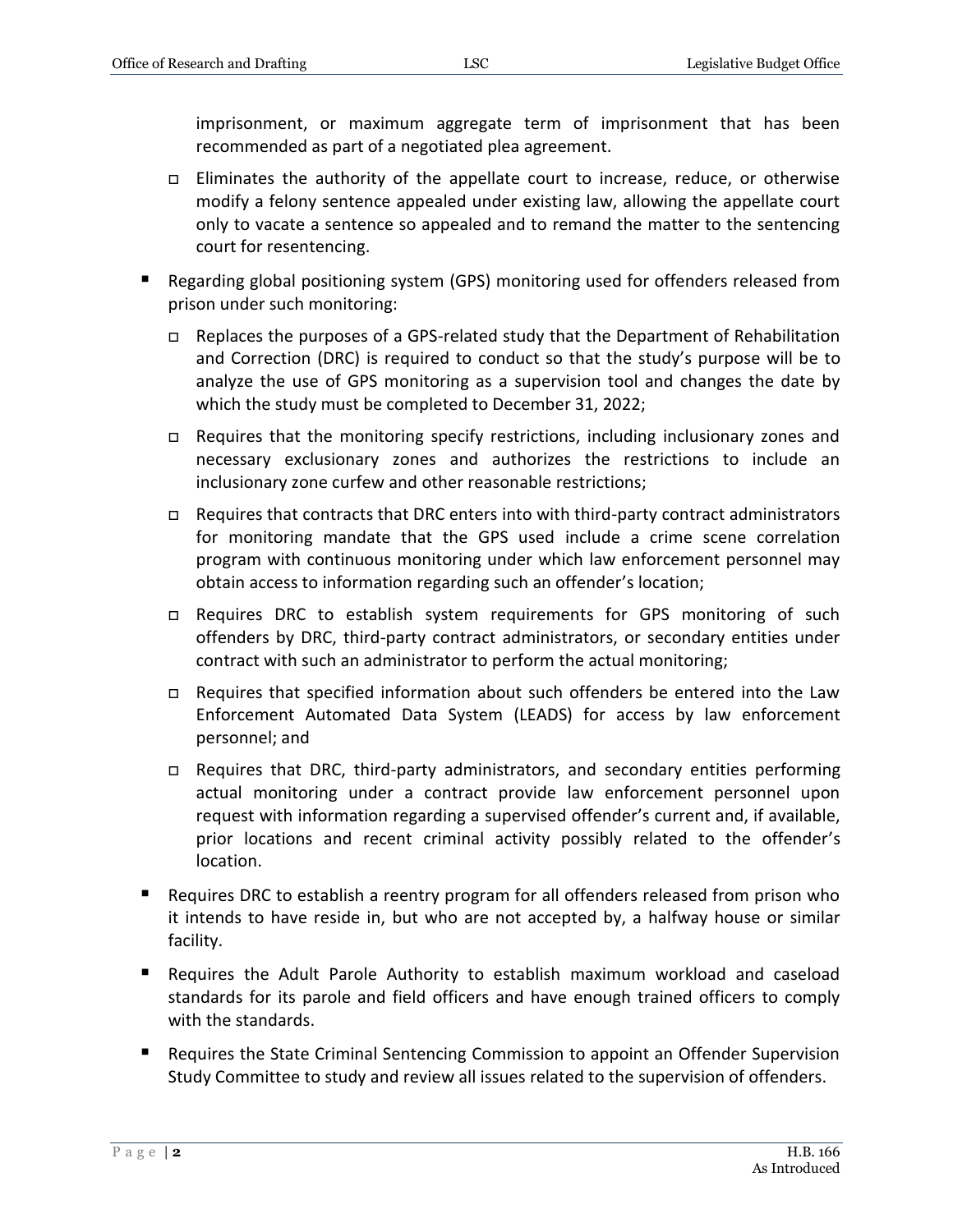imprisonment, or maximum aggregate term of imprisonment that has been recommended as part of a negotiated plea agreement.

  - Eliminates the authority of the appellate court to increase, reduce, or otherwise modify a felony sentence appealed under existing law, allowing the appellate court only to vacate a sentence so appealed and to remand the matter to the sentencing court for resentencing.

- Regarding global positioning system (GPS) monitoring used for offenders released from prison under such monitoring:

  - Replaces the purposes of a GPS-related study that the Department of Rehabilitation and Correction (DRC) is required to conduct so that the study's purpose will be to analyze the use of GPS monitoring as a supervision tool and changes the date by which the study must be completed to December 31, 2022;

  - Requires that the monitoring specify restrictions, including inclusionary zones and necessary exclusionary zones and authorizes the restrictions to include an inclusionary zone curfew and other reasonable restrictions;

  - Requires that contracts that DRC enters into with third-party contract administrators for monitoring mandate that the GPS used include a crime scene correlation program with continuous monitoring under which law enforcement personnel may obtain access to information regarding such an offender's location;

  - Requires DRC to establish system requirements for GPS monitoring of such offenders by DRC, third-party contract administrators, or secondary entities under contract with such an administrator to perform the actual monitoring;

  - Requires that specified information about such offenders be entered into the Law Enforcement Automated Data System (LEADS) for access by law enforcement personnel; and

  - Requires that DRC, third-party administrators, and secondary entities performing actual monitoring under a contract provide law enforcement personnel upon request with information regarding a supervised offender's current and, if available, prior locations and recent criminal activity possibly related to the offender's location.

- Requires DRC to establish a reentry program for all offenders released from prison who it intends to have reside in, but who are not accepted by, a halfway house or similar facility.

- Requires the Adult Parole Authority to establish maximum workload and caseload standards for its parole and field officers and have enough trained officers to comply with the standards.

- Requires the State Criminal Sentencing Commission to appoint an Offender Supervision Study Committee to study and review all issues related to the supervision of offenders.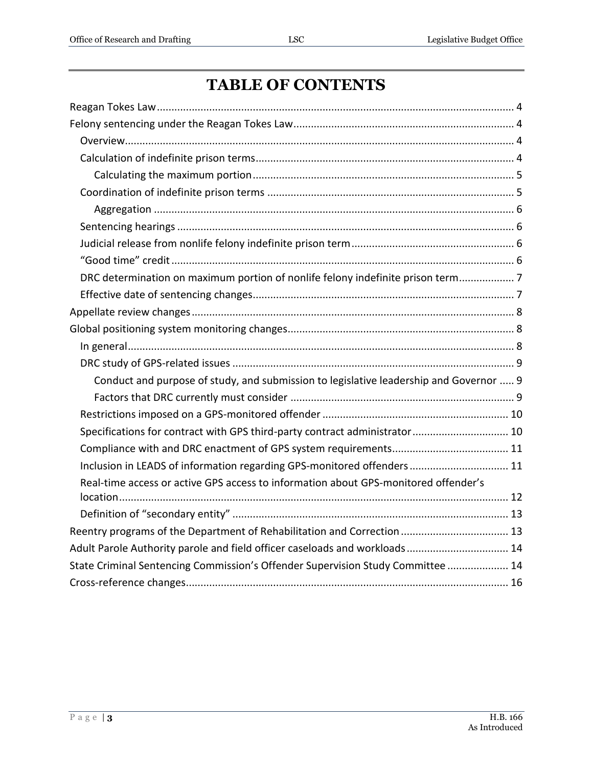# TABLE OF CONTENTS

Reagan Tokes Law ... 4

Felony sentencing under the Reagan Tokes Law ... 4

- Overview ... 4
- Calculation of indefinite prison terms ... 4
  - Calculating the maximum portion ... 5
- Coordination of indefinite prison terms ... 5
  - Aggregation ... 6
- Sentencing hearings ... 6
- Judicial release from nonlife felony indefinite prison term ... 6
- "Good time" credit ... 6
- DRC determination on maximum portion of nonlife felony indefinite prison term ... 7
- Effective date of sentencing changes ... 7

Appellate review changes ... 8

Global positioning system monitoring changes ... 8

- In general ... 8
- DRC study of GPS-related issues ... 9
  - Conduct and purpose of study, and submission to legislative leadership and Governor ... 9
  - Factors that DRC currently must consider ... 9
- Restrictions imposed on a GPS-monitored offender ... 10
- Specifications for contract with GPS third-party contract administrator ... 10
- Compliance with and DRC enactment of GPS system requirements ... 11
- Inclusion in LEADS of information regarding GPS-monitored offenders ... 11
- Real-time access or active GPS access to information about GPS-monitored offender's location ... 12
- Definition of "secondary entity" ... 13

Reentry programs of the Department of Rehabilitation and Correction ... 13

Adult Parole Authority parole and field officer caseloads and workloads ... 14

State Criminal Sentencing Commission's Offender Supervision Study Committee ... 14

Cross-reference changes ... 16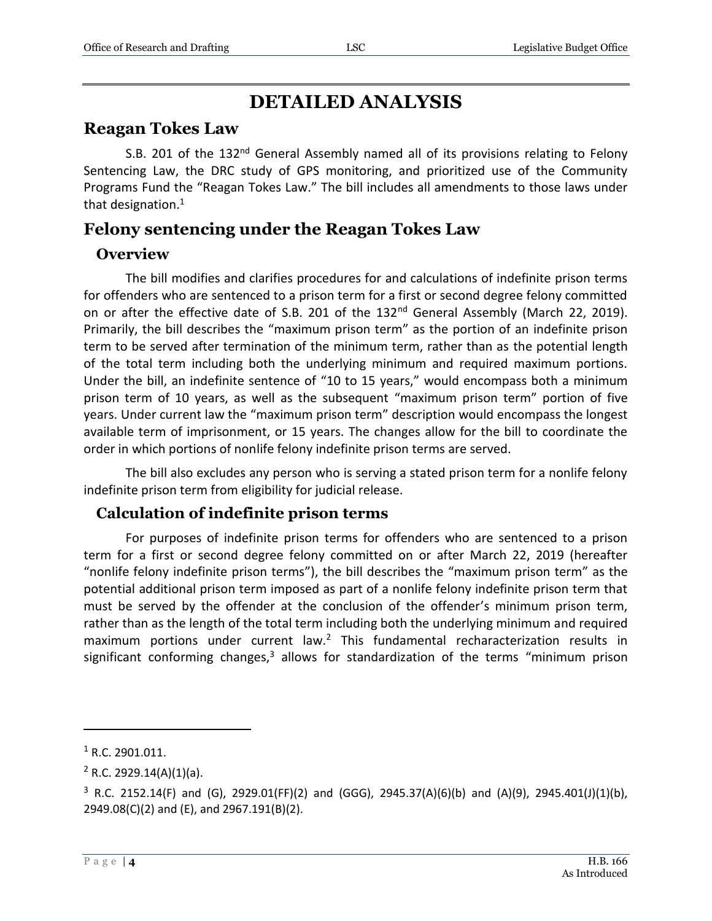# DETAILED ANALYSIS

## Reagan Tokes Law

S.B. 201 of the 132nd General Assembly named all of its provisions relating to Felony Sentencing Law, the DRC study of GPS monitoring, and prioritized use of the Community Programs Fund the "Reagan Tokes Law." The bill includes all amendments to those laws under that designation.[1]

## Felony sentencing under the Reagan Tokes Law

### Overview

The bill modifies and clarifies procedures for and calculations of indefinite prison terms for offenders who are sentenced to a prison term for a first or second degree felony committed on or after the effective date of S.B. 201 of the 132nd General Assembly (March 22, 2019). Primarily, the bill describes the "maximum prison term" as the portion of an indefinite prison term to be served after termination of the minimum term, rather than as the potential length of the total term including both the underlying minimum and required maximum portions. Under the bill, an indefinite sentence of "10 to 15 years," would encompass both a minimum prison term of 10 years, as well as the subsequent "maximum prison term" portion of five years. Under current law the "maximum prison term" description would encompass the longest available term of imprisonment, or 15 years. The changes allow for the bill to coordinate the order in which portions of nonlife felony indefinite prison terms are served.

The bill also excludes any person who is serving a stated prison term for a nonlife felony indefinite prison term from eligibility for judicial release.

### Calculation of indefinite prison terms

For purposes of indefinite prison terms for offenders who are sentenced to a prison term for a first or second degree felony committed on or after March 22, 2019 (hereafter "nonlife felony indefinite prison terms"), the bill describes the "maximum prison term" as the potential additional prison term imposed as part of a nonlife felony indefinite prison term that must be served by the offender at the conclusion of the offender's minimum prison term, rather than as the length of the total term including both the underlying minimum and required maximum portions under current law.[2] This fundamental recharacterization results in significant conforming changes,[3] allows for standardization of the terms "minimum prison

---

[1] R.C. 2901.011.

[2] R.C. 2929.14(A)(1)(a).

[3] R.C. 2152.14(F) and (G), 2929.01(FF)(2) and (GGG), 2945.37(A)(6)(b) and (A)(9), 2945.401(J)(1)(b), 2949.08(C)(2) and (E), and 2967.191(B)(2).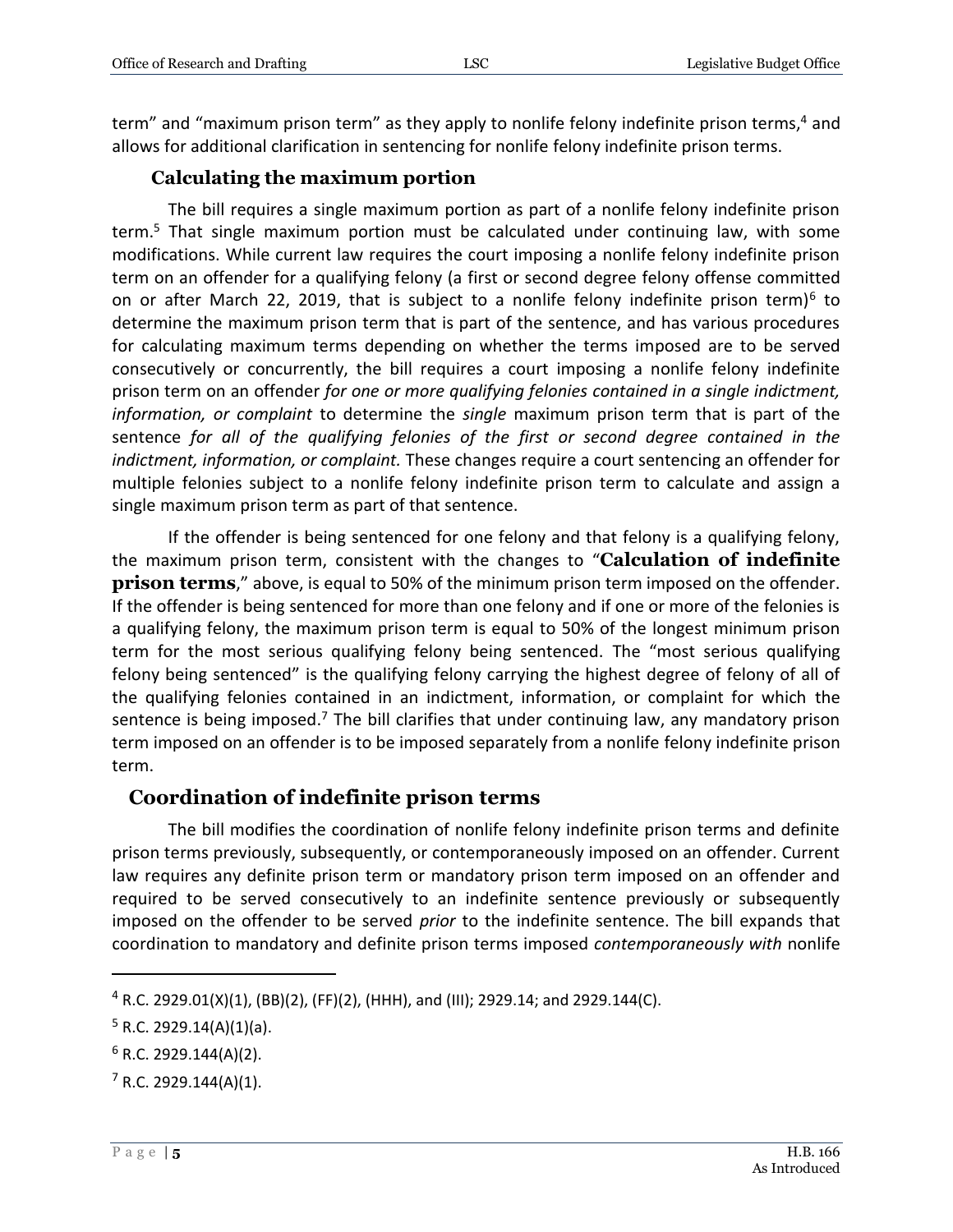term" and "maximum prison term" as they apply to nonlife felony indefinite prison terms,[4] and allows for additional clarification in sentencing for nonlife felony indefinite prison terms.

### Calculating the maximum portion

The bill requires a single maximum portion as part of a nonlife felony indefinite prison term.[5] That single maximum portion must be calculated under continuing law, with some modifications. While current law requires the court imposing a nonlife felony indefinite prison term on an offender for a qualifying felony (a first or second degree felony offense committed on or after March 22, 2019, that is subject to a nonlife felony indefinite prison term)[6] to determine the maximum prison term that is part of the sentence, and has various procedures for calculating maximum terms depending on whether the terms imposed are to be served consecutively or concurrently, the bill requires a court imposing a nonlife felony indefinite prison term on an offender *for one or more qualifying felonies contained in a single indictment, information, or complaint* to determine the *single* maximum prison term that is part of the sentence *for all of the qualifying felonies of the first or second degree contained in the indictment, information, or complaint.* These changes require a court sentencing an offender for multiple felonies subject to a nonlife felony indefinite prison term to calculate and assign a single maximum prison term as part of that sentence.

If the offender is being sentenced for one felony and that felony is a qualifying felony, the maximum prison term, consistent with the changes to "**Calculation of indefinite prison terms**," above, is equal to 50% of the minimum prison term imposed on the offender. If the offender is being sentenced for more than one felony and if one or more of the felonies is a qualifying felony, the maximum prison term is equal to 50% of the longest minimum prison term for the most serious qualifying felony being sentenced. The "most serious qualifying felony being sentenced" is the qualifying felony carrying the highest degree of felony of all of the qualifying felonies contained in an indictment, information, or complaint for which the sentence is being imposed.[7] The bill clarifies that under continuing law, any mandatory prison term imposed on an offender is to be imposed separately from a nonlife felony indefinite prison term.

## Coordination of indefinite prison terms

The bill modifies the coordination of nonlife felony indefinite prison terms and definite prison terms previously, subsequently, or contemporaneously imposed on an offender. Current law requires any definite prison term or mandatory prison term imposed on an offender and required to be served consecutively to an indefinite sentence previously or subsequently imposed on the offender to be served *prior* to the indefinite sentence. The bill expands that coordination to mandatory and definite prison terms imposed *contemporaneously with* nonlife

---

[4] R.C. 2929.01(X)(1), (BB)(2), (FF)(2), (HHH), and (III); 2929.14; and 2929.144(C).

[5] R.C. 2929.14(A)(1)(a).

[6] R.C. 2929.144(A)(2).

[7] R.C. 2929.144(A)(1).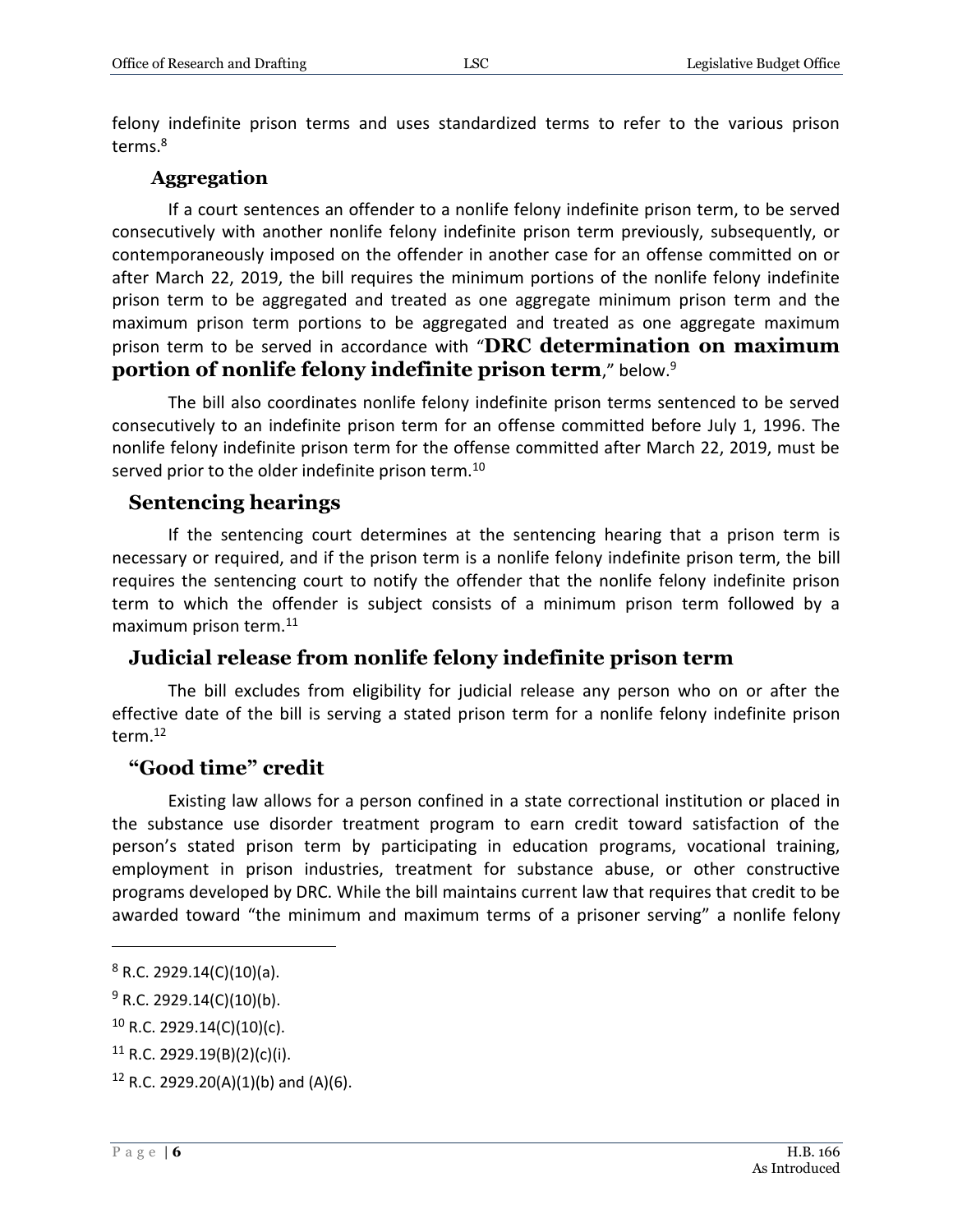felony indefinite prison terms and uses standardized terms to refer to the various prison terms.[8]

### Aggregation

If a court sentences an offender to a nonlife felony indefinite prison term, to be served consecutively with another nonlife felony indefinite prison term previously, subsequently, or contemporaneously imposed on the offender in another case for an offense committed on or after March 22, 2019, the bill requires the minimum portions of the nonlife felony indefinite prison term to be aggregated and treated as one aggregate minimum prison term and the maximum prison term portions to be aggregated and treated as one aggregate maximum prison term to be served in accordance with "**DRC determination on maximum portion of nonlife felony indefinite prison term**," below.[9]

The bill also coordinates nonlife felony indefinite prison terms sentenced to be served consecutively to an indefinite prison term for an offense committed before July 1, 1996. The nonlife felony indefinite prison term for the offense committed after March 22, 2019, must be served prior to the older indefinite prison term.[10]

## Sentencing hearings

If the sentencing court determines at the sentencing hearing that a prison term is necessary or required, and if the prison term is a nonlife felony indefinite prison term, the bill requires the sentencing court to notify the offender that the nonlife felony indefinite prison term to which the offender is subject consists of a minimum prison term followed by a maximum prison term.[11]

## Judicial release from nonlife felony indefinite prison term

The bill excludes from eligibility for judicial release any person who on or after the effective date of the bill is serving a stated prison term for a nonlife felony indefinite prison term.[12]

## "Good time" credit

Existing law allows for a person confined in a state correctional institution or placed in the substance use disorder treatment program to earn credit toward satisfaction of the person's stated prison term by participating in education programs, vocational training, employment in prison industries, treatment for substance abuse, or other constructive programs developed by DRC. While the bill maintains current law that requires that credit to be awarded toward "the minimum and maximum terms of a prisoner serving" a nonlife felony

---

[8] R.C. 2929.14(C)(10)(a).

[9] R.C. 2929.14(C)(10)(b).

[10] R.C. 2929.14(C)(10)(c).

[11] R.C. 2929.19(B)(2)(c)(i).

[12] R.C. 2929.20(A)(1)(b) and (A)(6).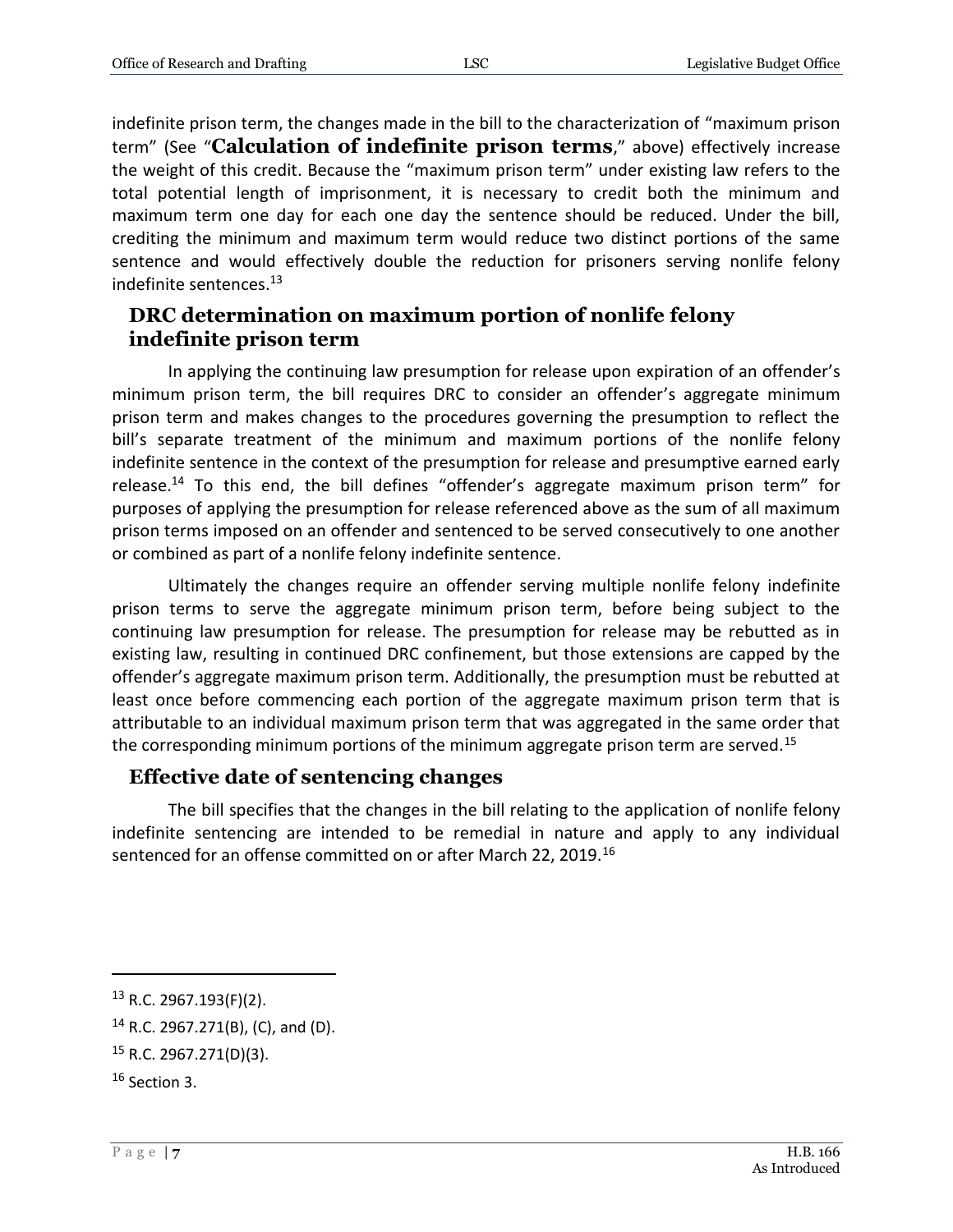indefinite prison term, the changes made in the bill to the characterization of "maximum prison term" (See "**Calculation of indefinite prison terms**," above) effectively increase the weight of this credit. Because the "maximum prison term" under existing law refers to the total potential length of imprisonment, it is necessary to credit both the minimum and maximum term one day for each one day the sentence should be reduced. Under the bill, crediting the minimum and maximum term would reduce two distinct portions of the same sentence and would effectively double the reduction for prisoners serving nonlife felony indefinite sentences.[13]

## DRC determination on maximum portion of nonlife felony indefinite prison term

In applying the continuing law presumption for release upon expiration of an offender's minimum prison term, the bill requires DRC to consider an offender's aggregate minimum prison term and makes changes to the procedures governing the presumption to reflect the bill's separate treatment of the minimum and maximum portions of the nonlife felony indefinite sentence in the context of the presumption for release and presumptive earned early release.[14] To this end, the bill defines "offender's aggregate maximum prison term" for purposes of applying the presumption for release referenced above as the sum of all maximum prison terms imposed on an offender and sentenced to be served consecutively to one another or combined as part of a nonlife felony indefinite sentence.

Ultimately the changes require an offender serving multiple nonlife felony indefinite prison terms to serve the aggregate minimum prison term, before being subject to the continuing law presumption for release. The presumption for release may be rebutted as in existing law, resulting in continued DRC confinement, but those extensions are capped by the offender's aggregate maximum prison term. Additionally, the presumption must be rebutted at least once before commencing each portion of the aggregate maximum prison term that is attributable to an individual maximum prison term that was aggregated in the same order that the corresponding minimum portions of the minimum aggregate prison term are served.[15]

## Effective date of sentencing changes

The bill specifies that the changes in the bill relating to the application of nonlife felony indefinite sentencing are intended to be remedial in nature and apply to any individual sentenced for an offense committed on or after March 22, 2019.[16]

---

[13] R.C. 2967.193(F)(2).

[14] R.C. 2967.271(B), (C), and (D).

[15] R.C. 2967.271(D)(3).

[16] Section 3.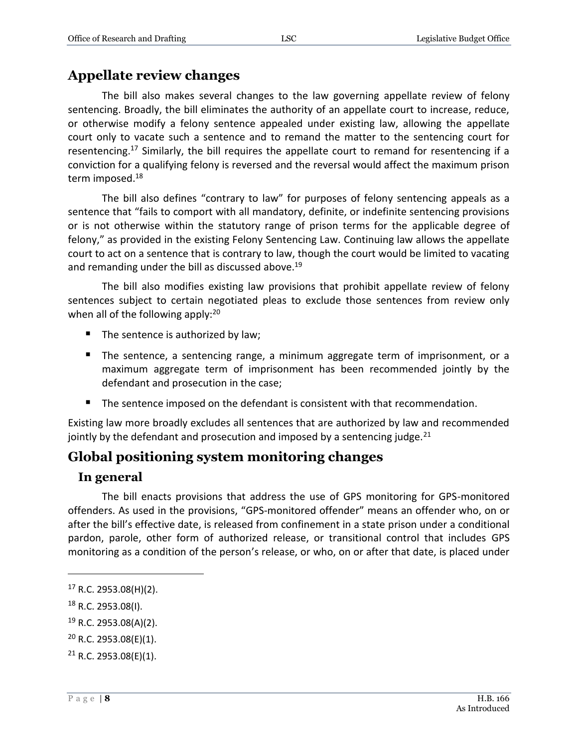## Appellate review changes

The bill also makes several changes to the law governing appellate review of felony sentencing. Broadly, the bill eliminates the authority of an appellate court to increase, reduce, or otherwise modify a felony sentence appealed under existing law, allowing the appellate court only to vacate such a sentence and to remand the matter to the sentencing court for resentencing.[17] Similarly, the bill requires the appellate court to remand for resentencing if a conviction for a qualifying felony is reversed and the reversal would affect the maximum prison term imposed.[18]

The bill also defines "contrary to law" for purposes of felony sentencing appeals as a sentence that "fails to comport with all mandatory, definite, or indefinite sentencing provisions or is not otherwise within the statutory range of prison terms for the applicable degree of felony," as provided in the existing Felony Sentencing Law. Continuing law allows the appellate court to act on a sentence that is contrary to law, though the court would be limited to vacating and remanding under the bill as discussed above.[19]

The bill also modifies existing law provisions that prohibit appellate review of felony sentences subject to certain negotiated pleas to exclude those sentences from review only when all of the following apply:[20]

- The sentence is authorized by law;
- The sentence, a sentencing range, a minimum aggregate term of imprisonment, or a maximum aggregate term of imprisonment has been recommended jointly by the defendant and prosecution in the case;
- The sentence imposed on the defendant is consistent with that recommendation.

Existing law more broadly excludes all sentences that are authorized by law and recommended jointly by the defendant and prosecution and imposed by a sentencing judge.[21]

## Global positioning system monitoring changes

### In general

The bill enacts provisions that address the use of GPS monitoring for GPS-monitored offenders. As used in the provisions, "GPS-monitored offender" means an offender who, on or after the bill's effective date, is released from confinement in a state prison under a conditional pardon, parole, other form of authorized release, or transitional control that includes GPS monitoring as a condition of the person's release, or who, on or after that date, is placed under

---

[17] R.C. 2953.08(H)(2).

[18] R.C. 2953.08(I).

[19] R.C. 2953.08(A)(2).

[20] R.C. 2953.08(E)(1).

[21] R.C. 2953.08(E)(1).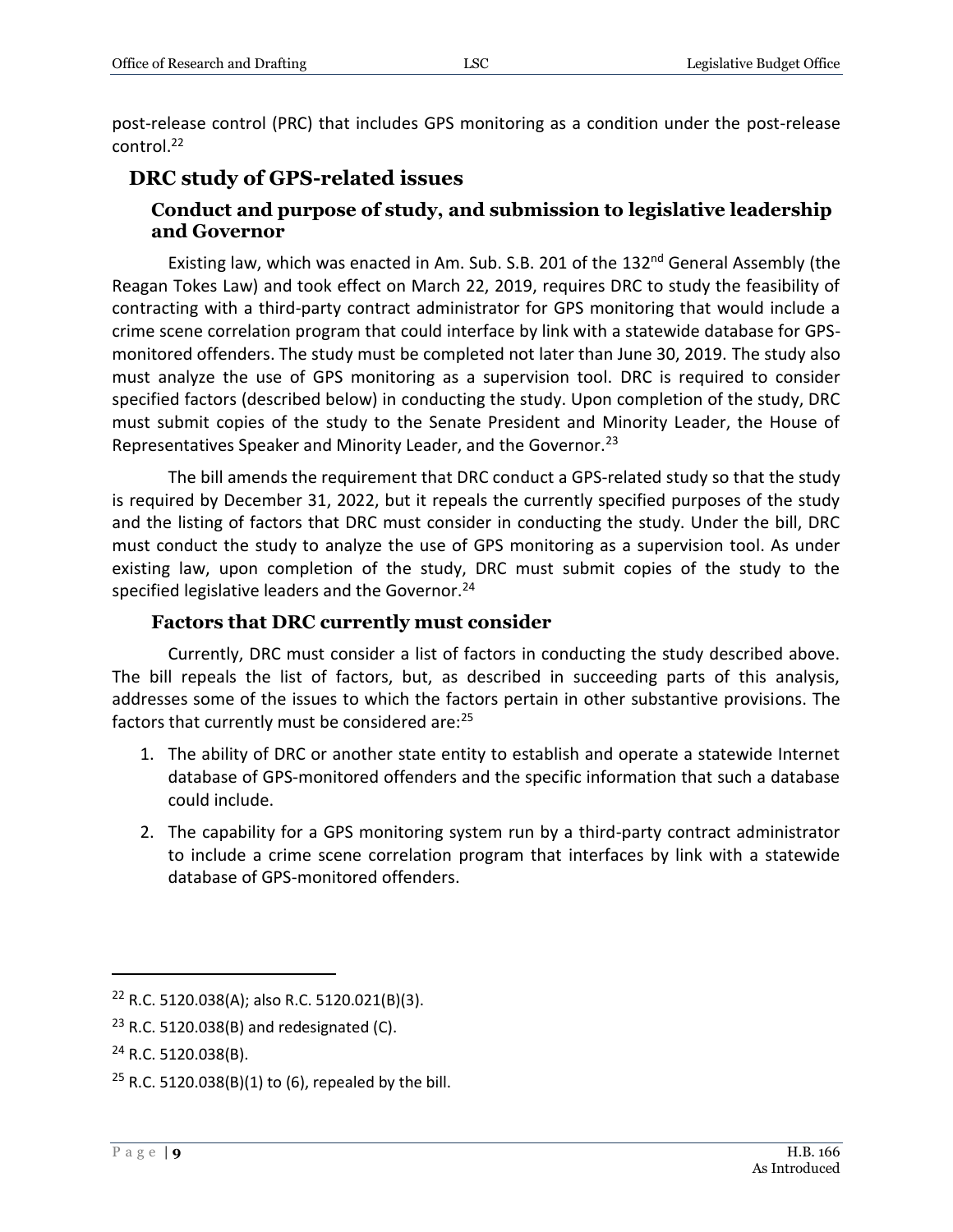post-release control (PRC) that includes GPS monitoring as a condition under the post-release control.[22]

## DRC study of GPS-related issues

### Conduct and purpose of study, and submission to legislative leadership and Governor

Existing law, which was enacted in Am. Sub. S.B. 201 of the 132nd General Assembly (the Reagan Tokes Law) and took effect on March 22, 2019, requires DRC to study the feasibility of contracting with a third-party contract administrator for GPS monitoring that would include a crime scene correlation program that could interface by link with a statewide database for GPS-monitored offenders. The study must be completed not later than June 30, 2019. The study also must analyze the use of GPS monitoring as a supervision tool. DRC is required to consider specified factors (described below) in conducting the study. Upon completion of the study, DRC must submit copies of the study to the Senate President and Minority Leader, the House of Representatives Speaker and Minority Leader, and the Governor.[23]

The bill amends the requirement that DRC conduct a GPS-related study so that the study is required by December 31, 2022, but it repeals the currently specified purposes of the study and the listing of factors that DRC must consider in conducting the study. Under the bill, DRC must conduct the study to analyze the use of GPS monitoring as a supervision tool. As under existing law, upon completion of the study, DRC must submit copies of the study to the specified legislative leaders and the Governor.[24]

### Factors that DRC currently must consider

Currently, DRC must consider a list of factors in conducting the study described above. The bill repeals the list of factors, but, as described in succeeding parts of this analysis, addresses some of the issues to which the factors pertain in other substantive provisions. The factors that currently must be considered are:[25]

1. The ability of DRC or another state entity to establish and operate a statewide Internet database of GPS-monitored offenders and the specific information that such a database could include.
2. The capability for a GPS monitoring system run by a third-party contract administrator to include a crime scene correlation program that interfaces by link with a statewide database of GPS-monitored offenders.

---

[22] R.C. 5120.038(A); also R.C. 5120.021(B)(3).

[23] R.C. 5120.038(B) and redesignated (C).

[24] R.C. 5120.038(B).

[25] R.C. 5120.038(B)(1) to (6), repealed by the bill.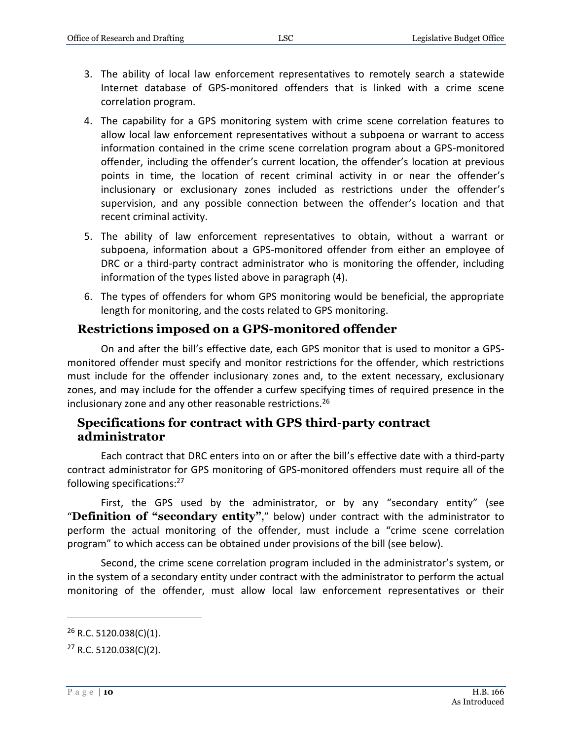3. The ability of local law enforcement representatives to remotely search a statewide Internet database of GPS-monitored offenders that is linked with a crime scene correlation program.
4. The capability for a GPS monitoring system with crime scene correlation features to allow local law enforcement representatives without a subpoena or warrant to access information contained in the crime scene correlation program about a GPS-monitored offender, including the offender's current location, the offender's location at previous points in time, the location of recent criminal activity in or near the offender's inclusionary or exclusionary zones included as restrictions under the offender's supervision, and any possible connection between the offender's location and that recent criminal activity.
5. The ability of law enforcement representatives to obtain, without a warrant or subpoena, information about a GPS-monitored offender from either an employee of DRC or a third-party contract administrator who is monitoring the offender, including information of the types listed above in paragraph (4).
6. The types of offenders for whom GPS monitoring would be beneficial, the appropriate length for monitoring, and the costs related to GPS monitoring.

## Restrictions imposed on a GPS-monitored offender

On and after the bill's effective date, each GPS monitor that is used to monitor a GPS-monitored offender must specify and monitor restrictions for the offender, which restrictions must include for the offender inclusionary zones and, to the extent necessary, exclusionary zones, and may include for the offender a curfew specifying times of required presence in the inclusionary zone and any other reasonable restrictions.[26]

## Specifications for contract with GPS third-party contract administrator

Each contract that DRC enters into on or after the bill's effective date with a third-party contract administrator for GPS monitoring of GPS-monitored offenders must require all of the following specifications:[27]

First, the GPS used by the administrator, or by any "secondary entity" (see "**Definition of "secondary entity"**," below) under contract with the administrator to perform the actual monitoring of the offender, must include a "crime scene correlation program" to which access can be obtained under provisions of the bill (see below).

Second, the crime scene correlation program included in the administrator's system, or in the system of a secondary entity under contract with the administrator to perform the actual monitoring of the offender, must allow local law enforcement representatives or their

---

[26] R.C. 5120.038(C)(1).

[27] R.C. 5120.038(C)(2).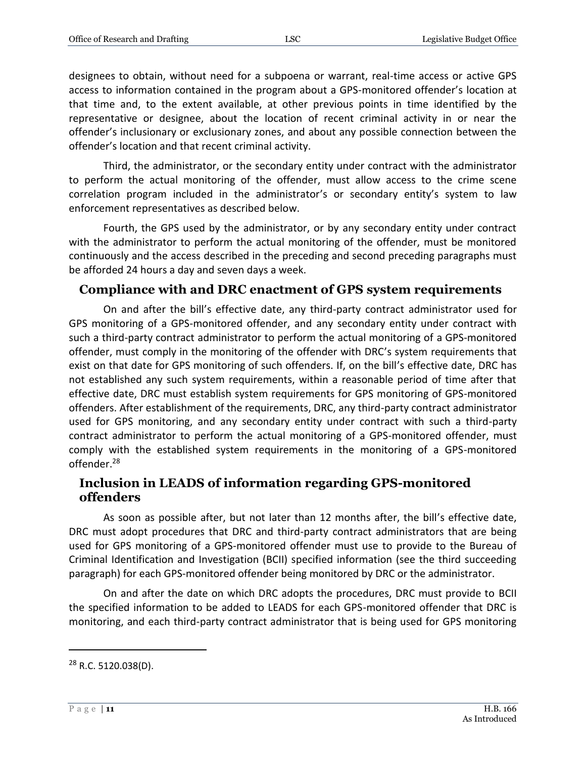designees to obtain, without need for a subpoena or warrant, real-time access or active GPS access to information contained in the program about a GPS-monitored offender's location at that time and, to the extent available, at other previous points in time identified by the representative or designee, about the location of recent criminal activity in or near the offender's inclusionary or exclusionary zones, and about any possible connection between the offender's location and that recent criminal activity.

Third, the administrator, or the secondary entity under contract with the administrator to perform the actual monitoring of the offender, must allow access to the crime scene correlation program included in the administrator's or secondary entity's system to law enforcement representatives as described below.

Fourth, the GPS used by the administrator, or by any secondary entity under contract with the administrator to perform the actual monitoring of the offender, must be monitored continuously and the access described in the preceding and second preceding paragraphs must be afforded 24 hours a day and seven days a week.

## Compliance with and DRC enactment of GPS system requirements

On and after the bill's effective date, any third-party contract administrator used for GPS monitoring of a GPS-monitored offender, and any secondary entity under contract with such a third-party contract administrator to perform the actual monitoring of a GPS-monitored offender, must comply in the monitoring of the offender with DRC's system requirements that exist on that date for GPS monitoring of such offenders. If, on the bill's effective date, DRC has not established any such system requirements, within a reasonable period of time after that effective date, DRC must establish system requirements for GPS monitoring of GPS-monitored offenders. After establishment of the requirements, DRC, any third-party contract administrator used for GPS monitoring, and any secondary entity under contract with such a third-party contract administrator to perform the actual monitoring of a GPS-monitored offender, must comply with the established system requirements in the monitoring of a GPS-monitored offender.[28]

## Inclusion in LEADS of information regarding GPS-monitored offenders

As soon as possible after, but not later than 12 months after, the bill's effective date, DRC must adopt procedures that DRC and third-party contract administrators that are being used for GPS monitoring of a GPS-monitored offender must use to provide to the Bureau of Criminal Identification and Investigation (BCII) specified information (see the third succeeding paragraph) for each GPS-monitored offender being monitored by DRC or the administrator.

On and after the date on which DRC adopts the procedures, DRC must provide to BCII the specified information to be added to LEADS for each GPS-monitored offender that DRC is monitoring, and each third-party contract administrator that is being used for GPS monitoring

[28] R.C. 5120.038(D).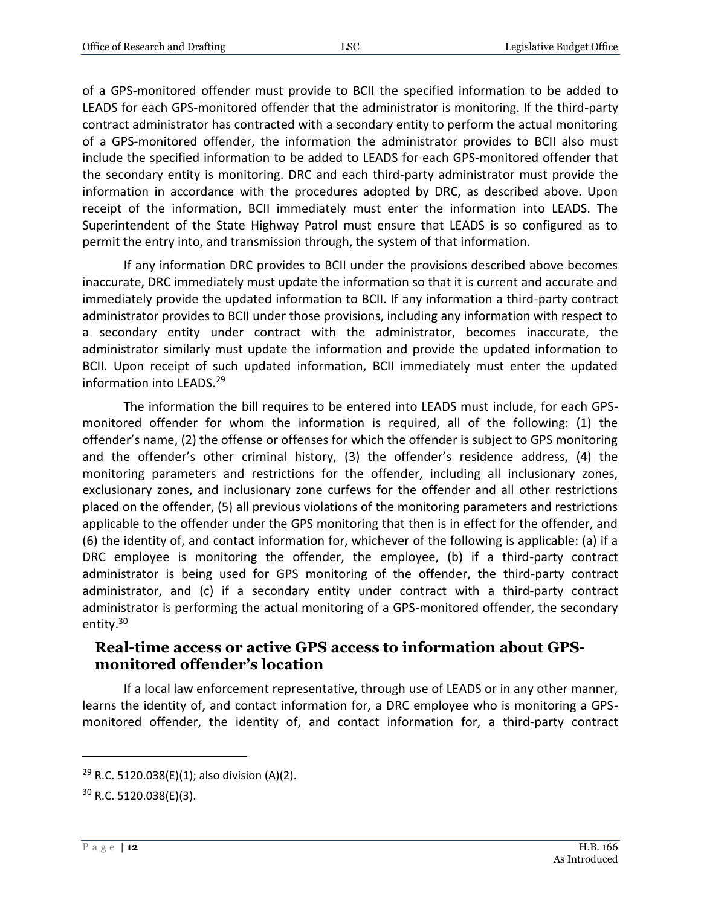of a GPS-monitored offender must provide to BCII the specified information to be added to LEADS for each GPS-monitored offender that the administrator is monitoring. If the third-party contract administrator has contracted with a secondary entity to perform the actual monitoring of a GPS-monitored offender, the information the administrator provides to BCII also must include the specified information to be added to LEADS for each GPS-monitored offender that the secondary entity is monitoring. DRC and each third-party administrator must provide the information in accordance with the procedures adopted by DRC, as described above. Upon receipt of the information, BCII immediately must enter the information into LEADS. The Superintendent of the State Highway Patrol must ensure that LEADS is so configured as to permit the entry into, and transmission through, the system of that information.

If any information DRC provides to BCII under the provisions described above becomes inaccurate, DRC immediately must update the information so that it is current and accurate and immediately provide the updated information to BCII. If any information a third-party contract administrator provides to BCII under those provisions, including any information with respect to a secondary entity under contract with the administrator, becomes inaccurate, the administrator similarly must update the information and provide the updated information to BCII. Upon receipt of such updated information, BCII immediately must enter the updated information into LEADS.[29]

The information the bill requires to be entered into LEADS must include, for each GPS-monitored offender for whom the information is required, all of the following: (1) the offender's name, (2) the offense or offenses for which the offender is subject to GPS monitoring and the offender's other criminal history, (3) the offender's residence address, (4) the monitoring parameters and restrictions for the offender, including all inclusionary zones, exclusionary zones, and inclusionary zone curfews for the offender and all other restrictions placed on the offender, (5) all previous violations of the monitoring parameters and restrictions applicable to the offender under the GPS monitoring that then is in effect for the offender, and (6) the identity of, and contact information for, whichever of the following is applicable: (a) if a DRC employee is monitoring the offender, the employee, (b) if a third-party contract administrator is being used for GPS monitoring of the offender, the third-party contract administrator, and (c) if a secondary entity under contract with a third-party contract administrator is performing the actual monitoring of a GPS-monitored offender, the secondary entity.[30]

## Real-time access or active GPS access to information about GPS-monitored offender's location

If a local law enforcement representative, through use of LEADS or in any other manner, learns the identity of, and contact information for, a DRC employee who is monitoring a GPS-monitored offender, the identity of, and contact information for, a third-party contract

---

[29] R.C. 5120.038(E)(1); also division (A)(2).

[30] R.C. 5120.038(E)(3).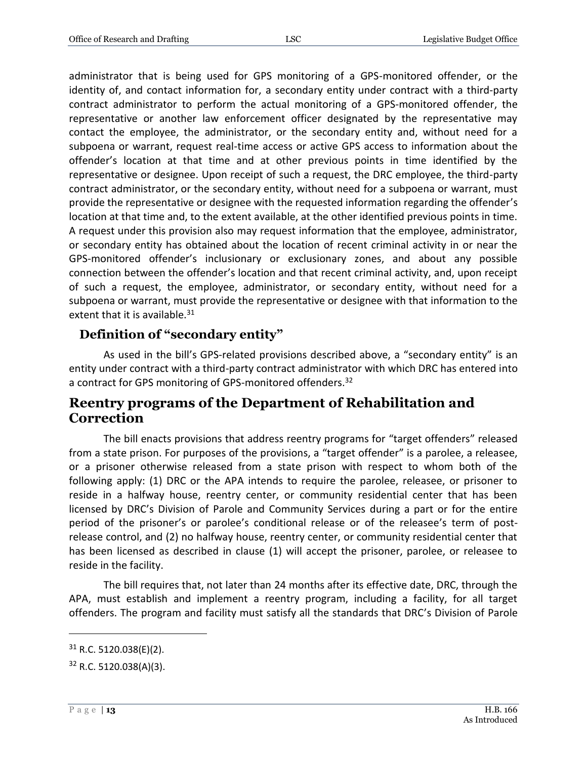administrator that is being used for GPS monitoring of a GPS-monitored offender, or the identity of, and contact information for, a secondary entity under contract with a third-party contract administrator to perform the actual monitoring of a GPS-monitored offender, the representative or another law enforcement officer designated by the representative may contact the employee, the administrator, or the secondary entity and, without need for a subpoena or warrant, request real-time access or active GPS access to information about the offender's location at that time and at other previous points in time identified by the representative or designee. Upon receipt of such a request, the DRC employee, the third-party contract administrator, or the secondary entity, without need for a subpoena or warrant, must provide the representative or designee with the requested information regarding the offender's location at that time and, to the extent available, at the other identified previous points in time. A request under this provision also may request information that the employee, administrator, or secondary entity has obtained about the location of recent criminal activity in or near the GPS-monitored offender's inclusionary or exclusionary zones, and about any possible connection between the offender's location and that recent criminal activity, and, upon receipt of such a request, the employee, administrator, or secondary entity, without need for a subpoena or warrant, must provide the representative or designee with that information to the extent that it is available.[31]

### Definition of "secondary entity"

As used in the bill's GPS-related provisions described above, a "secondary entity" is an entity under contract with a third-party contract administrator with which DRC has entered into a contract for GPS monitoring of GPS-monitored offenders.[32]

## Reentry programs of the Department of Rehabilitation and Correction

The bill enacts provisions that address reentry programs for "target offenders" released from a state prison. For purposes of the provisions, a "target offender" is a parolee, a releasee, or a prisoner otherwise released from a state prison with respect to whom both of the following apply: (1) DRC or the APA intends to require the parolee, releasee, or prisoner to reside in a halfway house, reentry center, or community residential center that has been licensed by DRC's Division of Parole and Community Services during a part or for the entire period of the prisoner's or parolee's conditional release or of the releasee's term of post-release control, and (2) no halfway house, reentry center, or community residential center that has been licensed as described in clause (1) will accept the prisoner, parolee, or releasee to reside in the facility.

The bill requires that, not later than 24 months after its effective date, DRC, through the APA, must establish and implement a reentry program, including a facility, for all target offenders. The program and facility must satisfy all the standards that DRC's Division of Parole

---

[31] R.C. 5120.038(E)(2).

[32] R.C. 5120.038(A)(3).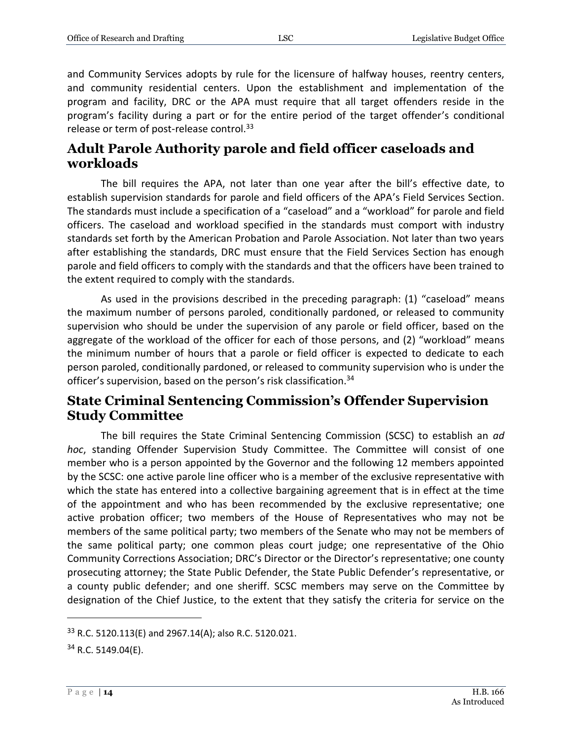and Community Services adopts by rule for the licensure of halfway houses, reentry centers, and community residential centers. Upon the establishment and implementation of the program and facility, DRC or the APA must require that all target offenders reside in the program's facility during a part or for the entire period of the target offender's conditional release or term of post-release control.[33]

## Adult Parole Authority parole and field officer caseloads and workloads

The bill requires the APA, not later than one year after the bill's effective date, to establish supervision standards for parole and field officers of the APA's Field Services Section. The standards must include a specification of a "caseload" and a "workload" for parole and field officers. The caseload and workload specified in the standards must comport with industry standards set forth by the American Probation and Parole Association. Not later than two years after establishing the standards, DRC must ensure that the Field Services Section has enough parole and field officers to comply with the standards and that the officers have been trained to the extent required to comply with the standards.

As used in the provisions described in the preceding paragraph: (1) "caseload" means the maximum number of persons paroled, conditionally pardoned, or released to community supervision who should be under the supervision of any parole or field officer, based on the aggregate of the workload of the officer for each of those persons, and (2) "workload" means the minimum number of hours that a parole or field officer is expected to dedicate to each person paroled, conditionally pardoned, or released to community supervision who is under the officer's supervision, based on the person's risk classification.[34]

## State Criminal Sentencing Commission's Offender Supervision Study Committee

The bill requires the State Criminal Sentencing Commission (SCSC) to establish an *ad hoc*, standing Offender Supervision Study Committee. The Committee will consist of one member who is a person appointed by the Governor and the following 12 members appointed by the SCSC: one active parole line officer who is a member of the exclusive representative with which the state has entered into a collective bargaining agreement that is in effect at the time of the appointment and who has been recommended by the exclusive representative; one active probation officer; two members of the House of Representatives who may not be members of the same political party; two members of the Senate who may not be members of the same political party; one common pleas court judge; one representative of the Ohio Community Corrections Association; DRC's Director or the Director's representative; one county prosecuting attorney; the State Public Defender, the State Public Defender's representative, or a county public defender; and one sheriff. SCSC members may serve on the Committee by designation of the Chief Justice, to the extent that they satisfy the criteria for service on the

---

[33] R.C. 5120.113(E) and 2967.14(A); also R.C. 5120.021.

[34] R.C. 5149.04(E).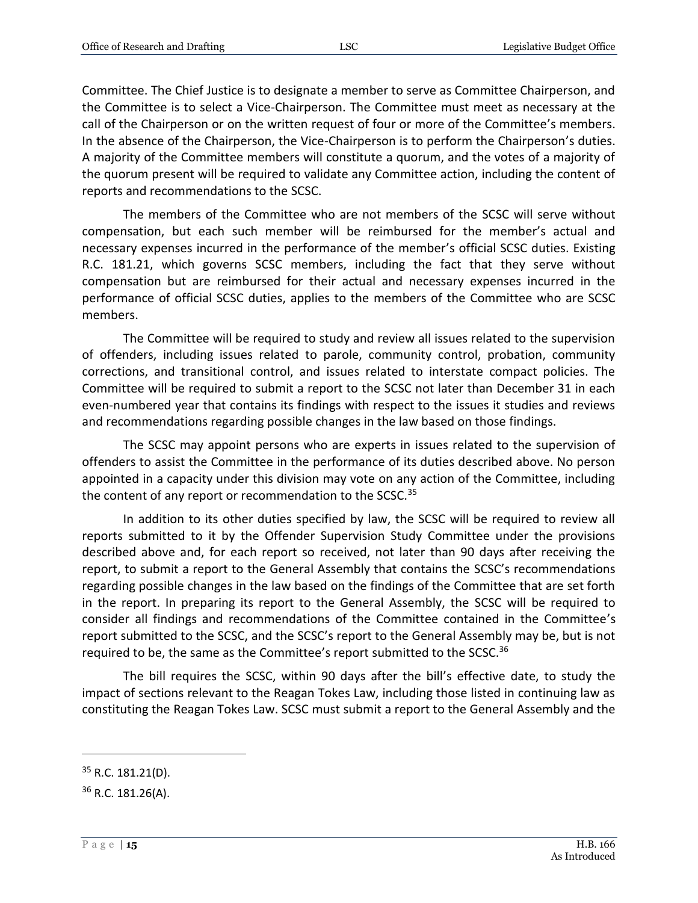Committee. The Chief Justice is to designate a member to serve as Committee Chairperson, and the Committee is to select a Vice-Chairperson. The Committee must meet as necessary at the call of the Chairperson or on the written request of four or more of the Committee's members. In the absence of the Chairperson, the Vice-Chairperson is to perform the Chairperson's duties. A majority of the Committee members will constitute a quorum, and the votes of a majority of the quorum present will be required to validate any Committee action, including the content of reports and recommendations to the SCSC.

The members of the Committee who are not members of the SCSC will serve without compensation, but each such member will be reimbursed for the member's actual and necessary expenses incurred in the performance of the member's official SCSC duties. Existing R.C. 181.21, which governs SCSC members, including the fact that they serve without compensation but are reimbursed for their actual and necessary expenses incurred in the performance of official SCSC duties, applies to the members of the Committee who are SCSC members.

The Committee will be required to study and review all issues related to the supervision of offenders, including issues related to parole, community control, probation, community corrections, and transitional control, and issues related to interstate compact policies. The Committee will be required to submit a report to the SCSC not later than December 31 in each even-numbered year that contains its findings with respect to the issues it studies and reviews and recommendations regarding possible changes in the law based on those findings.

The SCSC may appoint persons who are experts in issues related to the supervision of offenders to assist the Committee in the performance of its duties described above. No person appointed in a capacity under this division may vote on any action of the Committee, including the content of any report or recommendation to the SCSC.[35]

In addition to its other duties specified by law, the SCSC will be required to review all reports submitted to it by the Offender Supervision Study Committee under the provisions described above and, for each report so received, not later than 90 days after receiving the report, to submit a report to the General Assembly that contains the SCSC's recommendations regarding possible changes in the law based on the findings of the Committee that are set forth in the report. In preparing its report to the General Assembly, the SCSC will be required to consider all findings and recommendations of the Committee contained in the Committee's report submitted to the SCSC, and the SCSC's report to the General Assembly may be, but is not required to be, the same as the Committee's report submitted to the SCSC.[36]

The bill requires the SCSC, within 90 days after the bill's effective date, to study the impact of sections relevant to the Reagan Tokes Law, including those listed in continuing law as constituting the Reagan Tokes Law. SCSC must submit a report to the General Assembly and the

---

[35] R.C. 181.21(D).

[36] R.C. 181.26(A).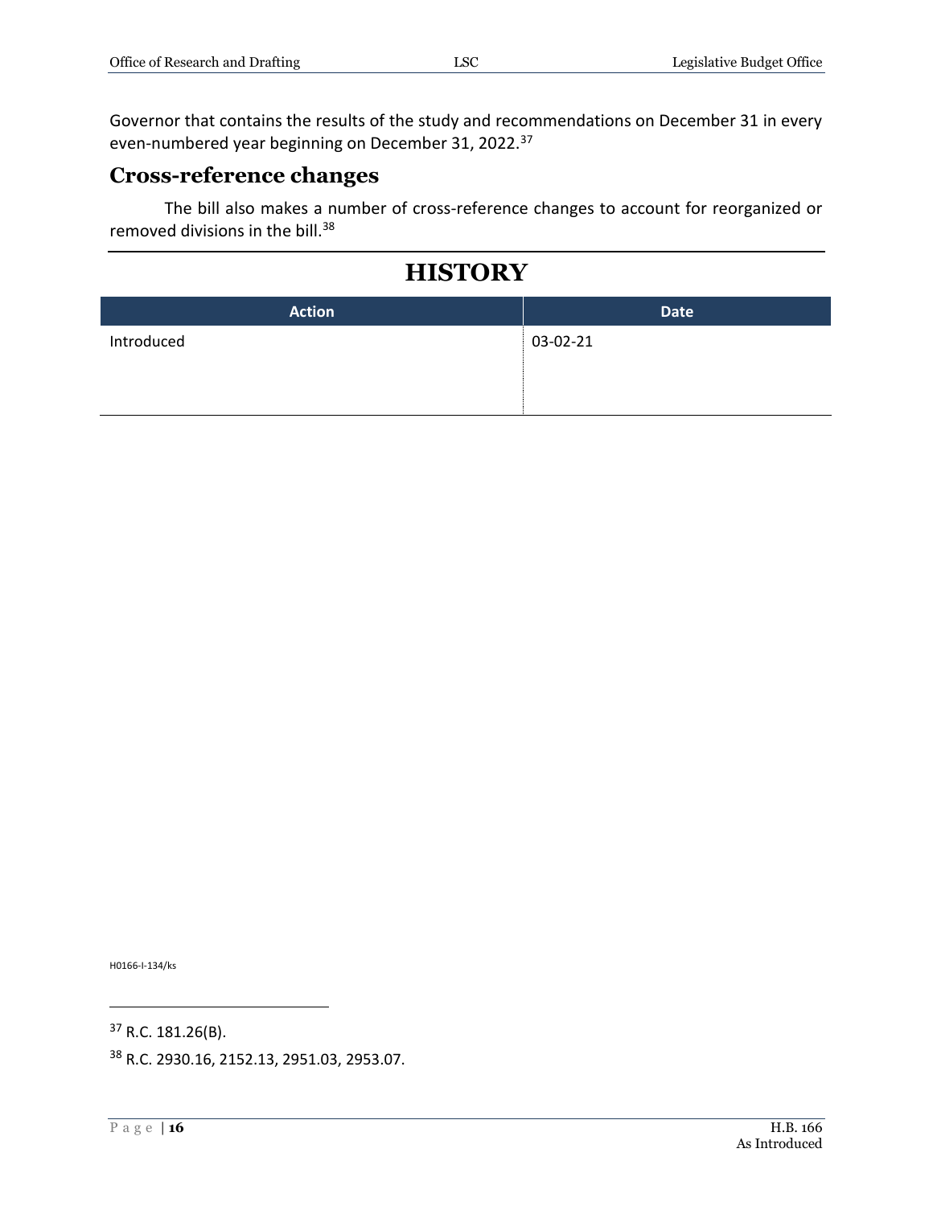Governor that contains the results of the study and recommendations on December 31 in every even-numbered year beginning on December 31, 2022.[37]

## Cross-reference changes

The bill also makes a number of cross-reference changes to account for reorganized or removed divisions in the bill.[38]

# HISTORY

| Action | Date |
|---|---|
| Introduced | 03-02-21 |

H0166-I-134/ks

[37] R.C. 181.26(B).

[38] R.C. 2930.16, 2152.13, 2951.03, 2953.07.